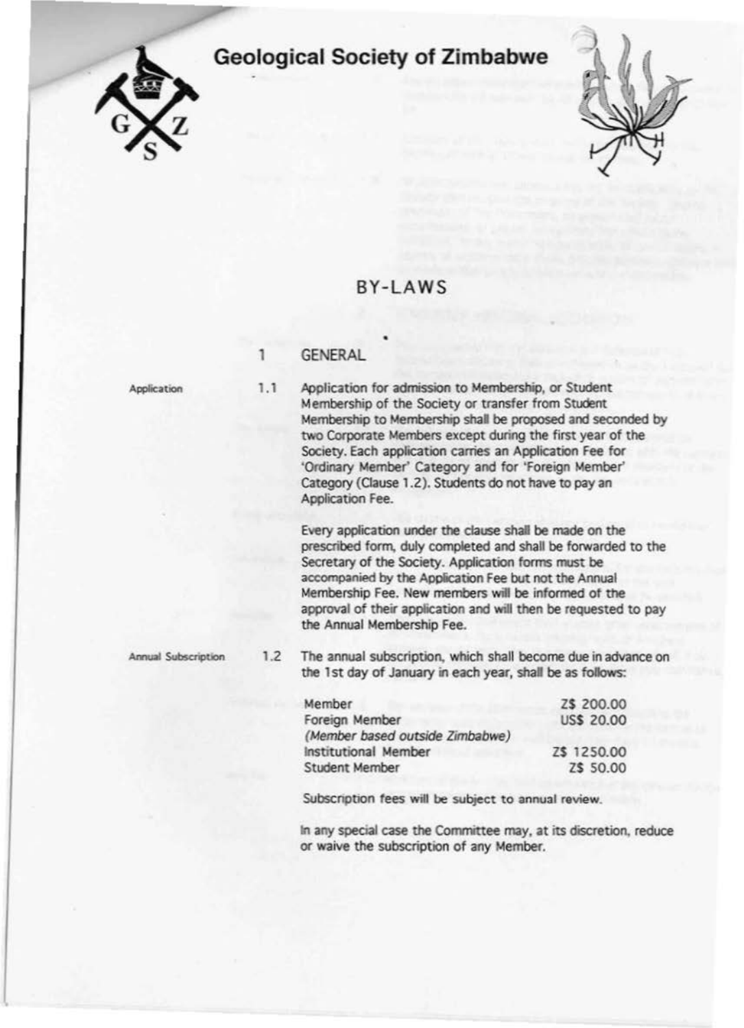# Geological Society of Zimbabwe

## BY-LAWS

### 1 GENERAL

**Application**

1.1 Application for admission to Membership, or Student Membership of the Society or transfer from Student Membership to Membership shall be proposed and seconded by two Corporate Members except during the first year of the Society. Each application carries an Application Fee for 'Ordinary Member' Category and for 'Foreign Member' Category (Clause 1.2). Students do not have to pay an Application Fee.

Every application under the clause shall be made on the prescribed form, duly completed and shall be forwarded to the Secretary of the Society. Application forms must be accompanied by the Application Fee but not the Annual Membership Fee. New members will be informed of the approval of their application and will then be requested to pay the Annual Membership Fee.

**Annual Subscription**

1.2 The annual subscription, which shall become due in advance on the 1st day of January in each year, shall be as follows:

| | |
|---|---|
| Member | Z$ 200.00 |
| Foreign Member *(Member based outside Zimbabwe)* | US$ 20.00 |
| Institutional Member | Z$ 1250.00 |
| Student Member | Z$ 50.00 |

Subscription fees will be subject to annual review.

In any special case the Committee may, at its discretion, reduce or waive the subscription of any Member.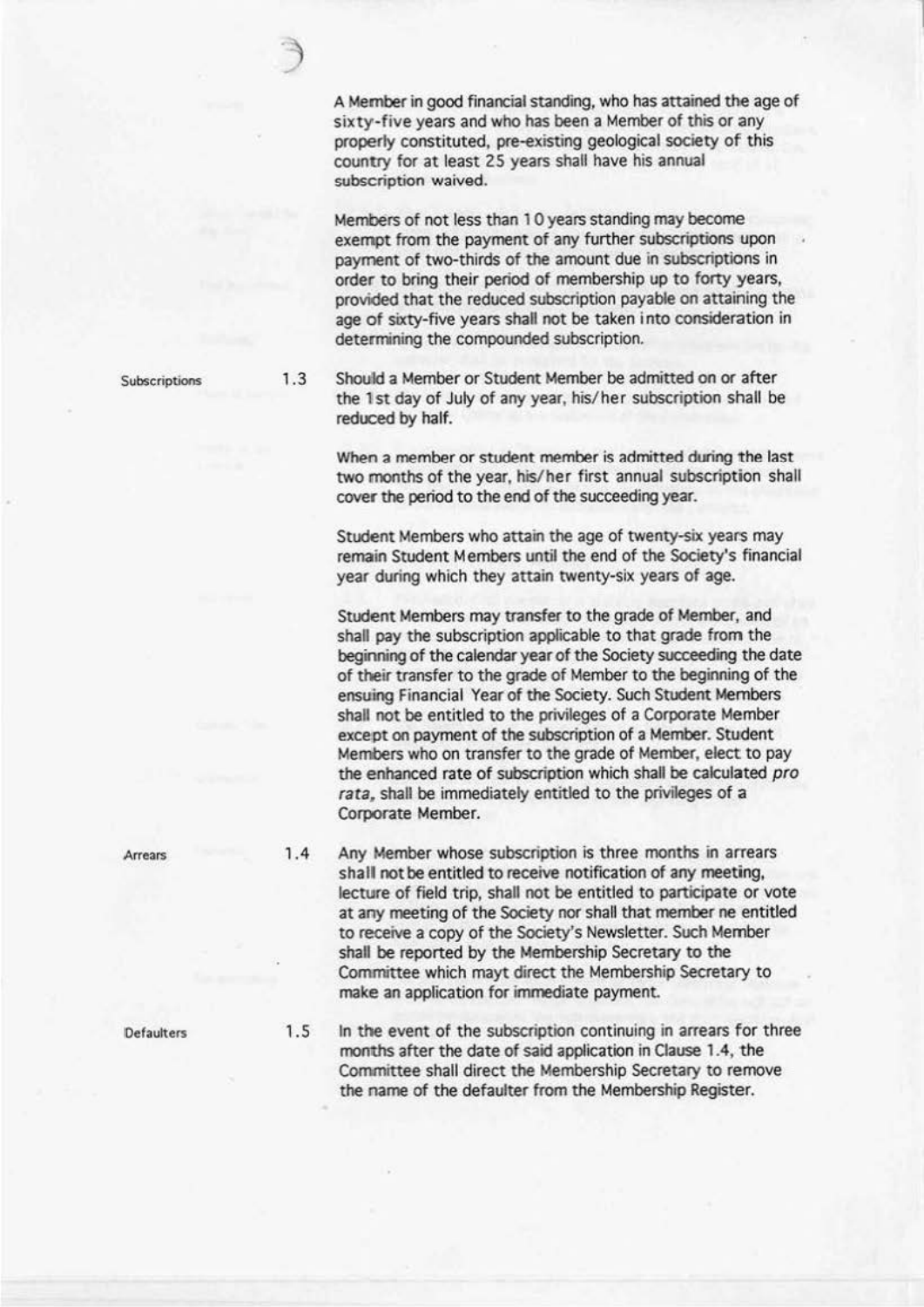A Member in good financial standing, who has attained the age of sixty-five years and who has been a Member of this or any properly constituted, pre-existing geological society of this country for at least 25 years shall have his annual subscription waived.

Members of not less than 10 years standing may become exempt from the payment of any further subscriptions upon payment of two-thirds of the amount due in subscriptions in order to bring their period of membership up to forty years, provided that the reduced subscription payable on attaining the age of sixty-five years shall not be taken into consideration in determining the compounded subscription.

**Subscriptions**

1.3 Should a Member or Student Member be admitted on or after the 1st day of July of any year, his/her subscription shall be reduced by half.

When a member or student member is admitted during the last two months of the year, his/her first annual subscription shall cover the period to the end of the succeeding year.

Student Members who attain the age of twenty-six years may remain Student Members until the end of the Society's financial year during which they attain twenty-six years of age.

Student Members may transfer to the grade of Member, and shall pay the subscription applicable to that grade from the beginning of the calendar year of the Society succeeding the date of their transfer to the grade of Member to the beginning of the ensuing Financial Year of the Society. Such Student Members shall not be entitled to the privileges of a Corporate Member except on payment of the subscription of a Member. Student Members who on transfer to the grade of Member, elect to pay the enhanced rate of subscription which shall be calculated *pro rata*, shall be immediately entitled to the privileges of a Corporate Member.

**Arrears**

1.4 Any Member whose subscription is three months in arrears shall not be entitled to receive notification of any meeting, lecture of field trip, shall not be entitled to participate or vote at any meeting of the Society nor shall that member ne entitled to receive a copy of the Society's Newsletter. Such Member shall be reported by the Membership Secretary to the Committee which mayt direct the Membership Secretary to make an application for immediate payment.

**Defaulters**

1.5 In the event of the subscription continuing in arrears for three months after the date of said application in Clause 1.4, the Committee shall direct the Membership Secretary to remove the name of the defaulter from the Membership Register.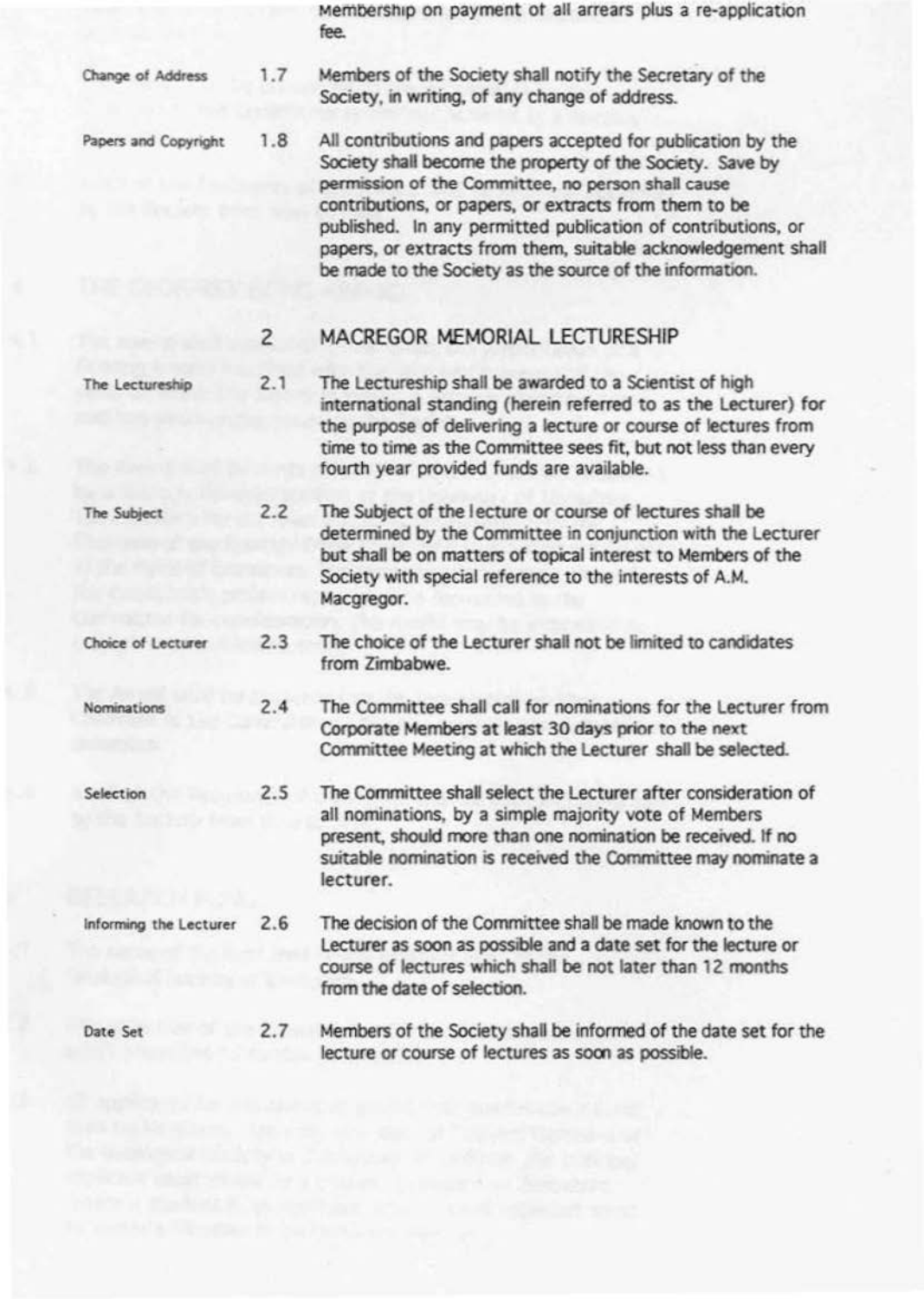Membership on payment of all arrears plus a re-application fee.

**Change of Address** 1.7 Members of the Society shall notify the Secretary of the Society, in writing, of any change of address.

**Papers and Copyright** 1.8 All contributions and papers accepted for publication by the Society shall become the property of the Society. Save by permission of the Committee, no person shall cause contributions, or papers, or extracts from them to be published. In any permitted publication of contributions, or papers, or extracts from them, suitable acknowledgement shall be made to the Society as the source of the information.

## 2 MACREGOR MEMORIAL LECTURESHIP

**The Lectureship** 2.1 The Lectureship shall be awarded to a Scientist of high international standing (herein referred to as the Lecturer) for the purpose of delivering a lecture or course of lectures from time to time as the Committee sees fit, but not less than every fourth year provided funds are available.

**The Subject** 2.2 The Subject of the lecture or course of lectures shall be determined by the Committee in conjunction with the Lecturer but shall be on matters of topical interest to Members of the Society with special reference to the interests of A.M. Macgregor.

**Choice of Lecturer** 2.3 The choice of the Lecturer shall not be limited to candidates from Zimbabwe.

**Nominations** 2.4 The Committee shall call for nominations for the Lecturer from Corporate Members at least 30 days prior to the next Committee Meeting at which the Lecturer shall be selected.

**Selection** 2.5 The Committee shall select the Lecturer after consideration of all nominations, by a simple majority vote of Members present, should more than one nomination be received. If no suitable nomination is received the Committee may nominate a lecturer.

**Informing the Lecturer** 2.6 The decision of the Committee shall be made known to the Lecturer as soon as possible and a date set for the lecture or course of lectures which shall be not later than 12 months from the date of selection.

**Date Set** 2.7 Members of the Society shall be informed of the date set for the lecture or course of lectures as soon as possible.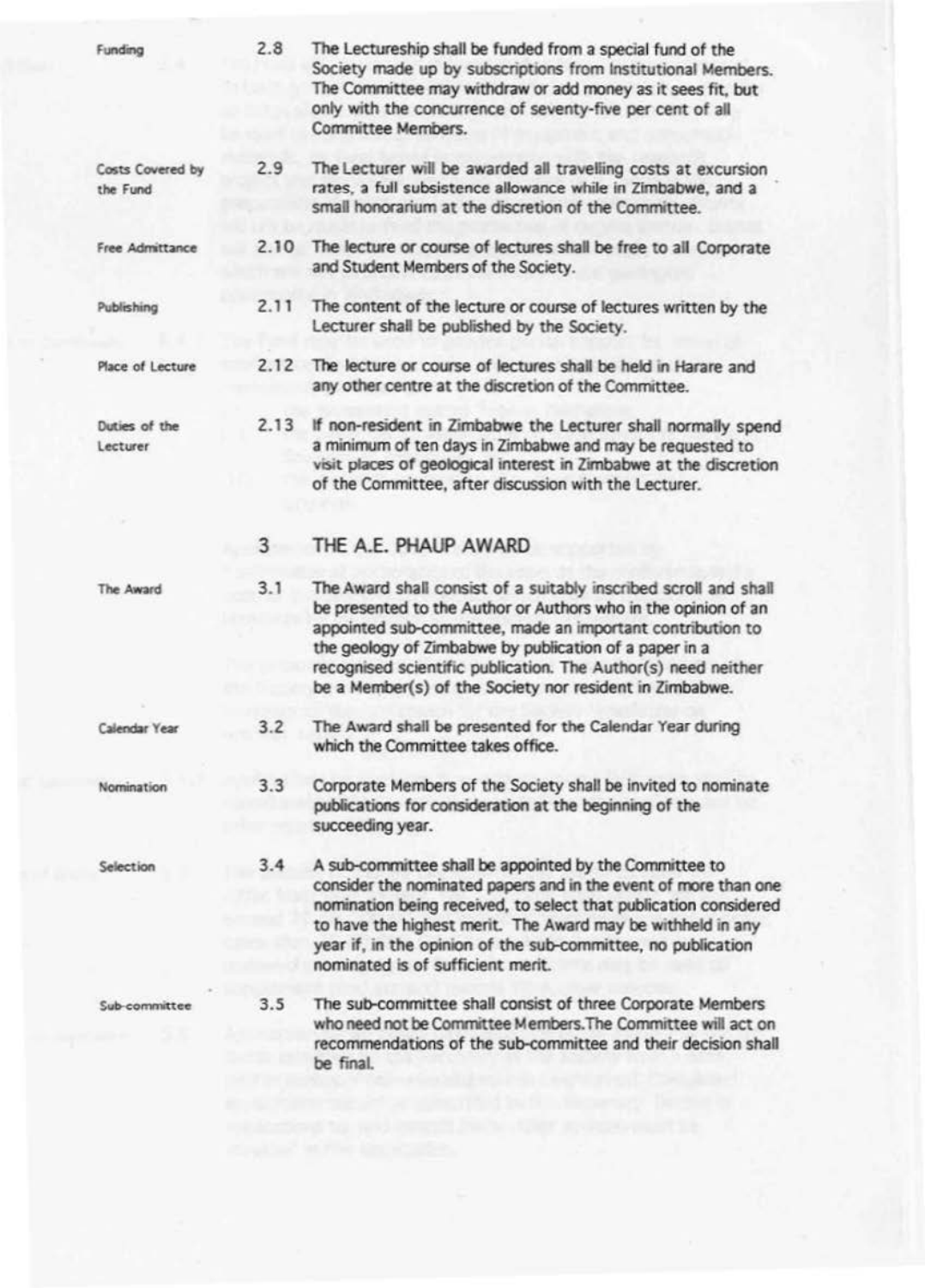**Funding**

2.8 The Lectureship shall be funded from a special fund of the Society made up by subscriptions from Institutional Members. The Committee may withdraw or add money as it sees fit, but only with the concurrence of seventy-five per cent of all Committee Members.

**Costs Covered by the Fund**

2.9 The Lecturer will be awarded all travelling costs at excursion rates, a full subsistence allowance while in Zimbabwe, and a small honorarium at the discretion of the Committee.

**Free Admittance**

2.10 The lecture or course of lectures shall be free to all Corporate and Student Members of the Society.

**Publishing**

2.11 The content of the lecture or course of lectures written by the Lecturer shall be published by the Society.

**Place of Lecture**

2.12 The lecture or course of lectures shall be held in Harare and any other centre at the discretion of the Committee.

**Duties of the Lecturer**

2.13 If non-resident in Zimbabwe the Lecturer shall normally spend a minimum of ten days in Zimbabwe and may be requested to visit places of geological interest in Zimbabwe at the discretion of the Committee, after discussion with the Lecturer.

## 3 THE A.E. PHAUP AWARD

**The Award**

3.1 The Award shall consist of a suitably inscribed scroll and shall be presented to the Author or Authors who in the opinion of an appointed sub-committee, made an important contribution to the geology of Zimbabwe by publication of a paper in a recognised scientific publication. The Author(s) need neither be a Member(s) of the Society nor resident in Zimbabwe.

**Calendar Year**

3.2 The Award shall be presented for the Calendar Year during which the Committee takes office.

**Nomination**

3.3 Corporate Members of the Society shall be invited to nominate publications for consideration at the beginning of the succeeding year.

**Selection**

3.4 A sub-committee shall be appointed by the Committee to consider the nominated papers and in the event of more than one nomination being received, to select that publication considered to have the highest merit. The Award may be withheld in any year if, in the opinion of the sub-committee, no publication nominated is of sufficient merit.

**Sub-committee**

3.5 The sub-committee shall consist of three Corporate Members who need not be Committee Members. The Committee will act on recommendations of the sub-committee and their decision shall be final.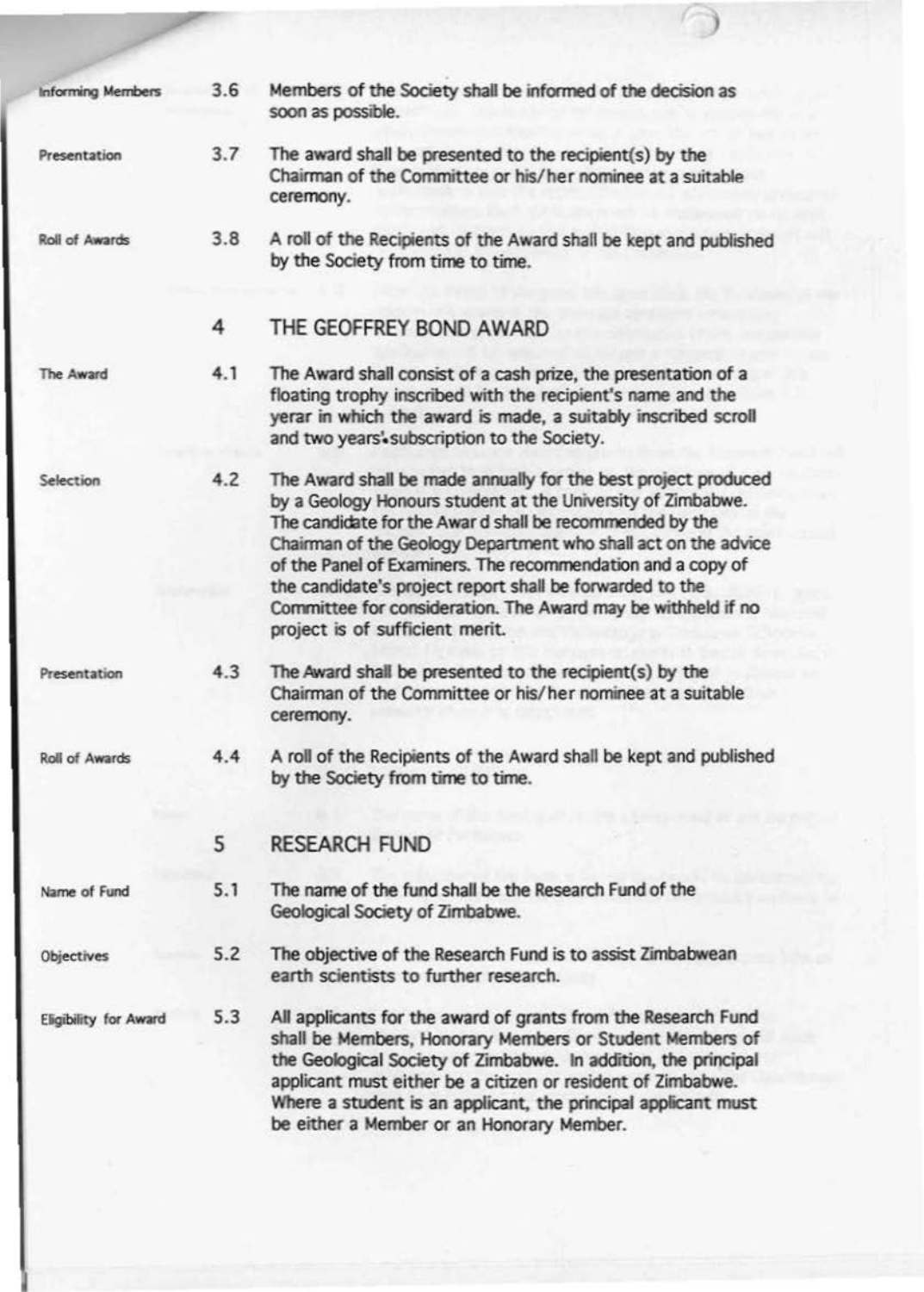| | | |
|---|---|---|
| Informing Members | 3.6 | Members of the Society shall be informed of the decision as soon as possible. |
| Presentation | 3.7 | The award shall be presented to the recipient(s) by the Chairman of the Committee or his/her nominee at a suitable ceremony. |
| Roll of Awards | 3.8 | A roll of the Recipients of the Award shall be kept and published by the Society from time to time. |

## 4 THE GEOFFREY BOND AWARD

| | | |
|---|---|---|
| The Award | 4.1 | The Award shall consist of a cash prize, the presentation of a floating trophy inscribed with the recipient's name and the yerar in which the award is made, a suitably inscribed scroll and two years' subscription to the Society. |
| Selection | 4.2 | The Award shall be made annually for the best project produced by a Geology Honours student at the University of Zimbabwe. The candidate for the Awar d shall be recommended by the Chairman of the Geology Department who shall act on the advice of the Panel of Examiners. The recommendation and a copy of the candidate's project report shall be forwarded to the Committee for consideration. The Award may be withheld if no project is of sufficient merit. |
| Presentation | 4.3 | The Award shall be presented to the recipient(s) by the Chairman of the Committee or his/her nominee at a suitable ceremony. |
| Roll of Awards | 4.4 | A roll of the Recipients of the Award shall be kept and published by the Society from time to time. |

## 5 RESEARCH FUND

| | | |
|---|---|---|
| Name of Fund | 5.1 | The name of the fund shall be the Research Fund of the Geological Society of Zimbabwe. |
| Objectives | 5.2 | The objective of the Research Fund is to assist Zimbabwean earth scientists to further research. |
| Eligibility for Award | 5.3 | All applicants for the award of grants from the Research Fund shall be Members, Honorary Members or Student Members of the Geological Society of Zimbabwe. In addition, the principal applicant must either be a citizen or resident of Zimbabwe. Where a student is an applicant, the principal applicant must be either a Member or an Honorary Member. |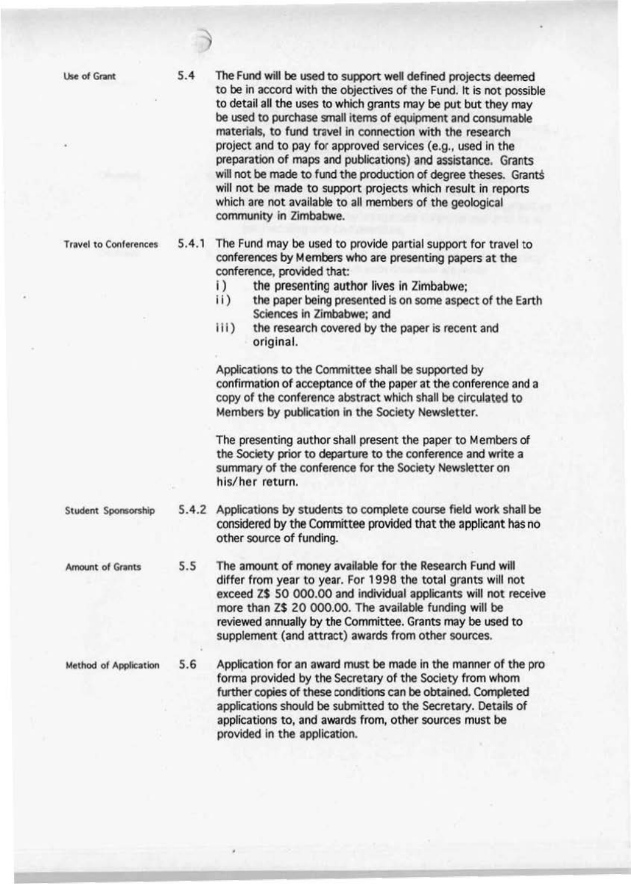**Use of Grant**

5.4 The Fund will be used to support well defined projects deemed to be in accord with the objectives of the Fund. It is not possible to detail all the uses to which grants may be put but they may be used to purchase small items of equipment and consumable materials, to fund travel in connection with the research project and to pay for approved services (e.g., used in the preparation of maps and publications) and assistance. Grants will not be made to fund the production of degree theses. Grants will not be made to support projects which result in reports which are not available to all members of the geological community in Zimbabwe.

**Travel to Conferences**

5.4.1 The Fund may be used to provide partial support for travel to conferences by Members who are presenting papers at the conference, provided that:

i) the presenting author lives in Zimbabwe;

ii) the paper being presented is on some aspect of the Earth Sciences in Zimbabwe; and

iii) the research covered by the paper is recent and original.

Applications to the Committee shall be supported by confirmation of acceptance of the paper at the conference and a copy of the conference abstract which shall be circulated to Members by publication in the Society Newsletter.

The presenting author shall present the paper to Members of the Society prior to departure to the conference and write a summary of the conference for the Society Newsletter on his/her return.

**Student Sponsorship**

5.4.2 Applications by students to complete course field work shall be considered by the Committee provided that the applicant has no other source of funding.

**Amount of Grants**

5.5 The amount of money available for the Research Fund will differ from year to year. For 1998 the total grants will not exceed Z$ 50 000.00 and individual applicants will not receive more than Z$ 20 000.00. The available funding will be reviewed annually by the Committee. Grants may be used to supplement (and attract) awards from other sources.

**Method of Application**

5.6 Application for an award must be made in the manner of the pro forma provided by the Secretary of the Society from whom further copies of these conditions can be obtained. Completed applications should be submitted to the Secretary. Details of applications to, and awards from, other sources must be provided in the application.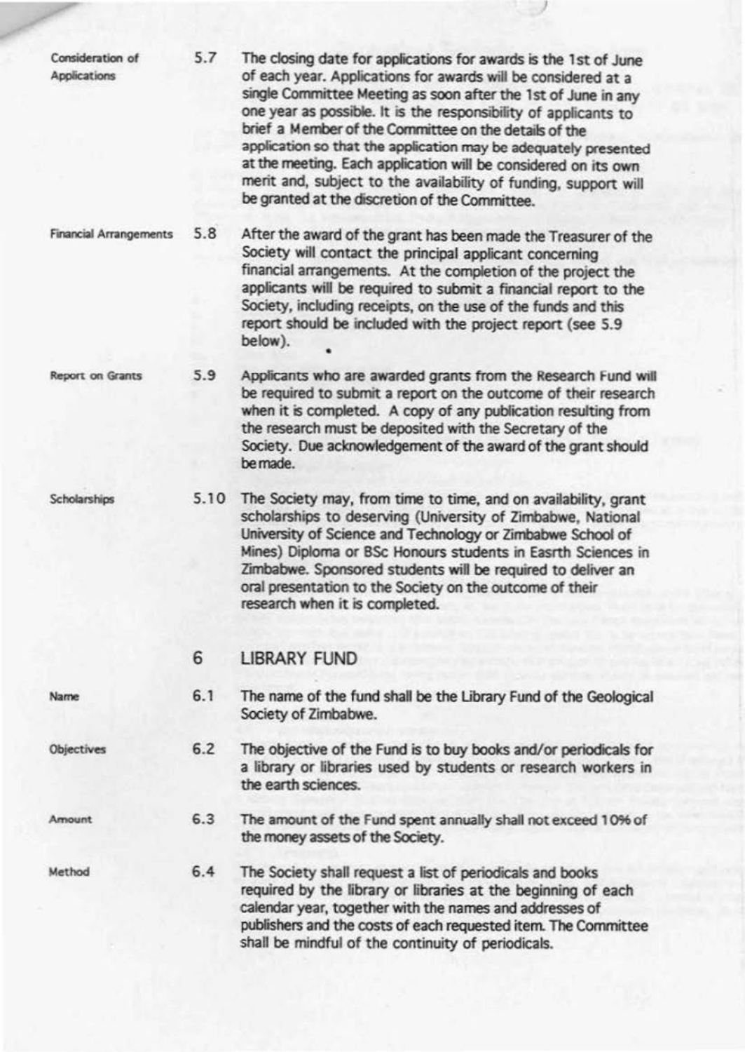**Consideration of Applications**

5.7 The closing date for applications for awards is the 1st of June of each year. Applications for awards will be considered at a single Committee Meeting as soon after the 1st of June in any one year as possible. It is the responsibility of applicants to brief a Member of the Committee on the details of the application so that the application may be adequately presented at the meeting. Each application will be considered on its own merit and, subject to the availability of funding, support will be granted at the discretion of the Committee.

**Financial Arrangements**

5.8 After the award of the grant has been made the Treasurer of the Society will contact the principal applicant concerning financial arrangements. At the completion of the project the applicants will be required to submit a financial report to the Society, including receipts, on the use of the funds and this report should be included with the project report (see 5.9 below).

**Report on Grants**

5.9 Applicants who are awarded grants from the Research Fund will be required to submit a report on the outcome of their research when it is completed. A copy of any publication resulting from the research must be deposited with the Secretary of the Society. Due acknowledgement of the award of the grant should be made.

**Scholarships**

5.10 The Society may, from time to time, and on availability, grant scholarships to deserving (University of Zimbabwe, National University of Science and Technology or Zimbabwe School of Mines) Diploma or BSc Honours students in Easrth Sciences in Zimbabwe. Sponsored students will be required to deliver an oral presentation to the Society on the outcome of their research when it is completed.

## 6 LIBRARY FUND

**Name**

6.1 The name of the fund shall be the Library Fund of the Geological Society of Zimbabwe.

**Objectives**

6.2 The objective of the Fund is to buy books and/or periodicals for a library or libraries used by students or research workers in the earth sciences.

**Amount**

6.3 The amount of the Fund spent annually shall not exceed 10% of the money assets of the Society.

**Method**

6.4 The Society shall request a list of periodicals and books required by the library or libraries at the beginning of each calendar year, together with the names and addresses of publishers and the costs of each requested item. The Committee shall be mindful of the continuity of periodicals.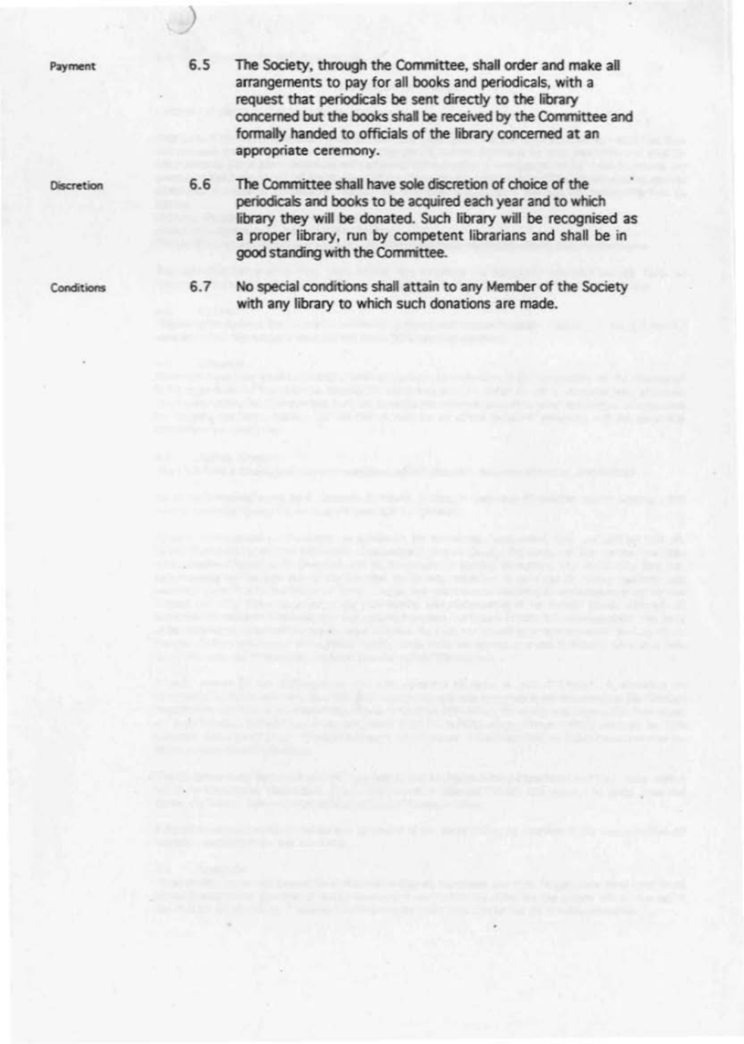**Payment**

6.5 The Society, through the Committee, shall order and make all arrangements to pay for all books and periodicals, with a request that periodicals be sent directly to the library concerned but the books shall be received by the Committee and formally handed to officials of the library concerned at an appropriate ceremony.

**Discretion**

6.6 The Committee shall have sole discretion of choice of the periodicals and books to be acquired each year and to which library they will be donated. Such library will be recognised as a proper library, run by competent librarians and shall be in good standing with the Committee.

**Conditions**

6.7 No special conditions shall attain to any Member of the Society with any library to which such donations are made.